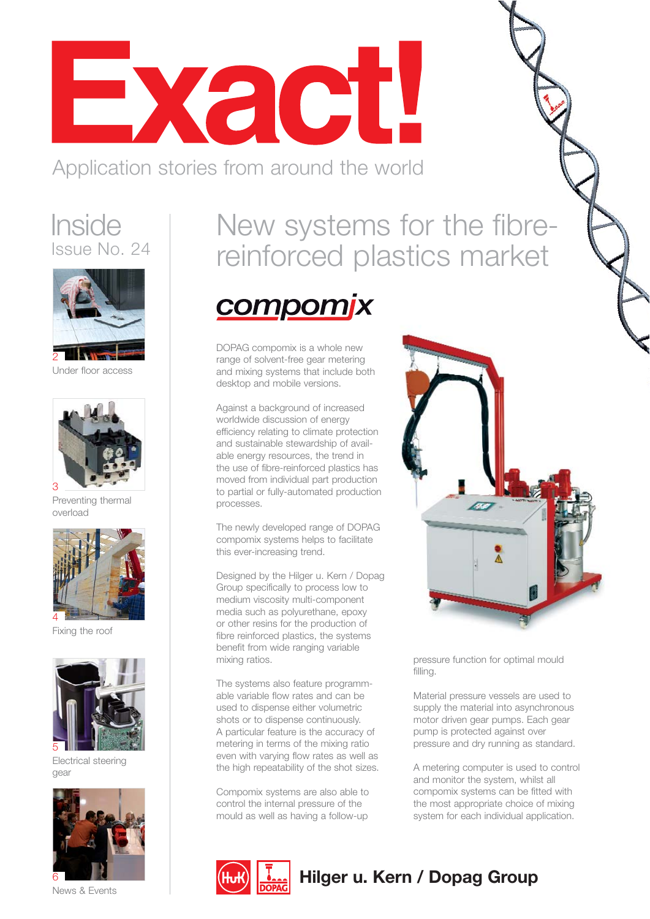# Exact!

Application stories from around the world

## Inside
Issue No. 24

2 Under floor access

3 Preventing thermal overload

4 Fixing the roof

5 Electrical steering gear

6 News & Events

# New systems for the fibre-reinforced plastics market

**compomix**

DOPAG compomix is a whole new range of solvent-free gear metering and mixing systems that include both desktop and mobile versions.

Against a background of increased worldwide discussion of energy efficiency relating to climate protection and sustainable stewardship of available energy resources, the trend in the use of fibre-reinforced plastics has moved from individual part production to partial or fully-automated production processes.

The newly developed range of DOPAG compomix systems helps to facilitate this ever-increasing trend.

Designed by the Hilger u. Kern / Dopag Group specifically to process low to medium viscosity multi-component media such as polyurethane, epoxy or other resins for the production of fibre reinforced plastics, the systems benefit from wide ranging variable mixing ratios.

The systems also feature programmable variable flow rates and can be used to dispense either volumetric shots or to dispense continuously. A particular feature is the accuracy of metering in terms of the mixing ratio even with varying flow rates as well as the high repeatability of the shot sizes.

Compomix systems are also able to control the internal pressure of the mould as well as having a follow-up pressure function for optimal mould filling.

Material pressure vessels are used to supply the material into asynchronous motor driven gear pumps. Each gear pump is protected against over pressure and dry running as standard.

A metering computer is used to control and monitor the system, whilst all compomix systems can be fitted with the most appropriate choice of mixing system for each individual application.

**Hilger u. Kern / Dopag Group**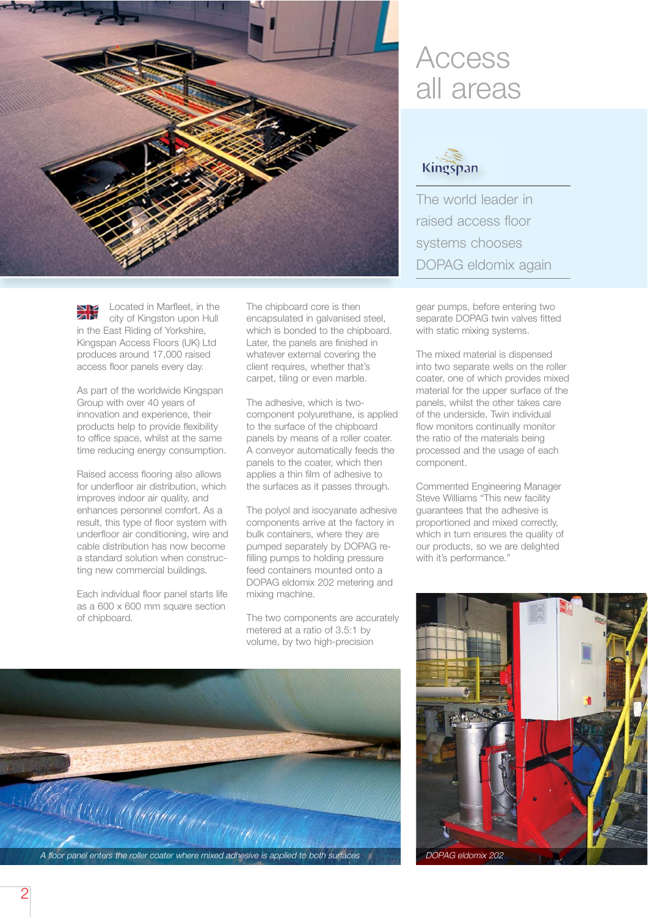# Access all areas

Kingspan

## The world leader in raised access floor systems chooses DOPAG eldomix again

Located in Marfleet, in the city of Kingston upon Hull in the East Riding of Yorkshire, Kingspan Access Floors (UK) Ltd produces around 17,000 raised access floor panels every day.

As part of the worldwide Kingspan Group with over 40 years of innovation and experience, their products help to provide flexibility to office space, whilst at the same time reducing energy consumption.

Raised access flooring also allows for underfloor air distribution, which improves indoor air quality, and enhances personnel comfort. As a result, this type of floor system with underfloor air conditioning, wire and cable distribution has now become a standard solution when constructing new commercial buildings.

Each individual floor panel starts life as a 600 x 600 mm square section of chipboard.

The chipboard core is then encapsulated in galvanised steel, which is bonded to the chipboard. Later, the panels are finished in whatever external covering the client requires, whether that's carpet, tiling or even marble.

The adhesive, which is two-component polyurethane, is applied to the surface of the chipboard panels by means of a roller coater. A conveyor automatically feeds the panels to the coater, which then applies a thin film of adhesive to the surfaces as it passes through.

The polyol and isocyanate adhesive components arrive at the factory in bulk containers, where they are pumped separately by DOPAG re-filling pumps to holding pressure feed containers mounted onto a DOPAG eldomix 202 metering and mixing machine.

The two components are accurately metered at a ratio of 3.5:1 by volume, by two high-precision gear pumps, before entering two separate DOPAG twin valves fitted with static mixing systems.

The mixed material is dispensed into two separate wells on the roller coater, one of which provides mixed material for the upper surface of the panels, whilst the other takes care of the underside. Twin individual flow monitors continually monitor the ratio of the materials being processed and the usage of each component.

Commented Engineering Manager Steve Williams "This new facility guarantees that the adhesive is proportioned and mixed correctly, which in turn ensures the quality of our products, so we are delighted with it's performance."

*A floor panel enters the roller coater where mixed adhesive is applied to both surfaces*

*DOPAG eldomix 202*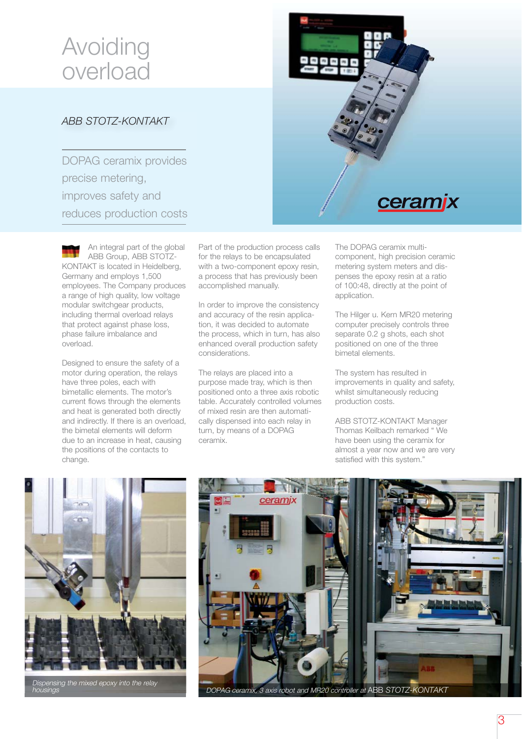# Avoiding overload

*ABB STOTZ-KONTAKT*

DOPAG ceramix provides precise metering, improves safety and reduces production costs

An integral part of the global ABB Group, ABB STOTZ-KONTAKT is located in Heidelberg, Germany and employs 1,500 employees. The Company produces a range of high quality, low voltage modular switchgear products, including thermal overload relays that protect against phase loss, phase failure imbalance and overload.

Designed to ensure the safety of a motor during operation, the relays have three poles, each with bimetallic elements. The motor's current flows through the elements and heat is generated both directly and indirectly. If there is an overload, the bimetal elements will deform due to an increase in heat, causing the positions of the contacts to change.

Part of the production process calls for the relays to be encapsulated with a two-component epoxy resin, a process that has previously been accomplished manually.

In order to improve the consistency and accuracy of the resin application, it was decided to automate the process, which in turn, has also enhanced overall production safety considerations.

The relays are placed into a purpose made tray, which is then positioned onto a three axis robotic table. Accurately controlled volumes of mixed resin are then automatically dispensed into each relay in turn, by means of a DOPAG ceramix.

The DOPAG ceramix multi-component, high precision ceramic metering system meters and dispenses the epoxy resin at a ratio of 100:48, directly at the point of application.

The Hilger u. Kern MR20 metering computer precisely controls three separate 0.2 g shots, each shot positioned on one of the three bimetal elements.

The system has resulted in improvements in quality and safety, whilst simultaneously reducing production costs.

ABB STOTZ-KONTAKT Manager Thomas Keilbach remarked " We have been using the ceramix for almost a year now and we are very satisfied with this system."

*Dispensing the mixed epoxy into the relay housings*

*DOPAG ceramix, 3 axis robot and MR20 controller at ABB STOTZ-KONTAKT*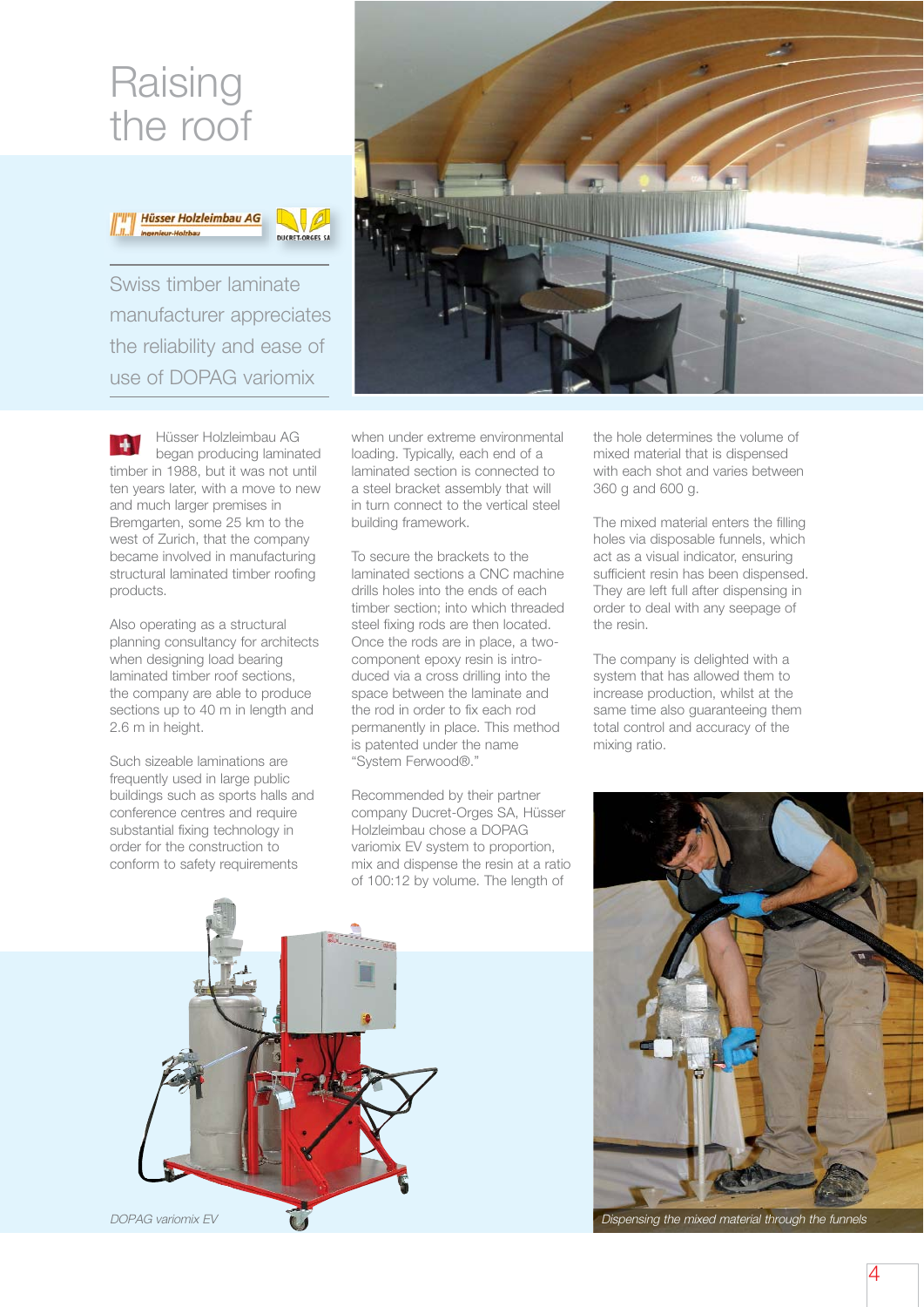# Raising the roof

Swiss timber laminate manufacturer appreciates the reliability and ease of use of DOPAG variomix

Hüsser Holzleimbau AG began producing laminated timber in 1988, but it was not until ten years later, with a move to new and much larger premises in Bremgarten, some 25 km to the west of Zurich, that the company became involved in manufacturing structural laminated timber roofing products.

Also operating as a structural planning consultancy for architects when designing load bearing laminated timber roof sections, the company are able to produce sections up to 40 m in length and 2.6 m in height.

Such sizeable laminations are frequently used in large public buildings such as sports halls and conference centres and require substantial fixing technology in order for the construction to conform to safety requirements when under extreme environmental loading. Typically, each end of a laminated section is connected to a steel bracket assembly that will in turn connect to the vertical steel building framework.

To secure the brackets to the laminated sections a CNC machine drills holes into the ends of each timber section; into which threaded steel fixing rods are then located. Once the rods are in place, a two-component epoxy resin is introduced via a cross drilling into the space between the laminate and the rod in order to fix each rod permanently in place. This method is patented under the name "System Ferwood®."

Recommended by their partner company Ducret-Orges SA, Hüsser Holzleimbau chose a DOPAG variomix EV system to proportion, mix and dispense the resin at a ratio of 100:12 by volume. The length of the hole determines the volume of mixed material that is dispensed with each shot and varies between 360 g and 600 g.

The mixed material enters the filling holes via disposable funnels, which act as a visual indicator, ensuring sufficient resin has been dispensed. They are left full after dispensing in order to deal with any seepage of the resin.

The company is delighted with a system that has allowed them to increase production, whilst at the same time also guaranteeing them total control and accuracy of the mixing ratio.

*DOPAG variomix EV*

*Dispensing the mixed material through the funnels*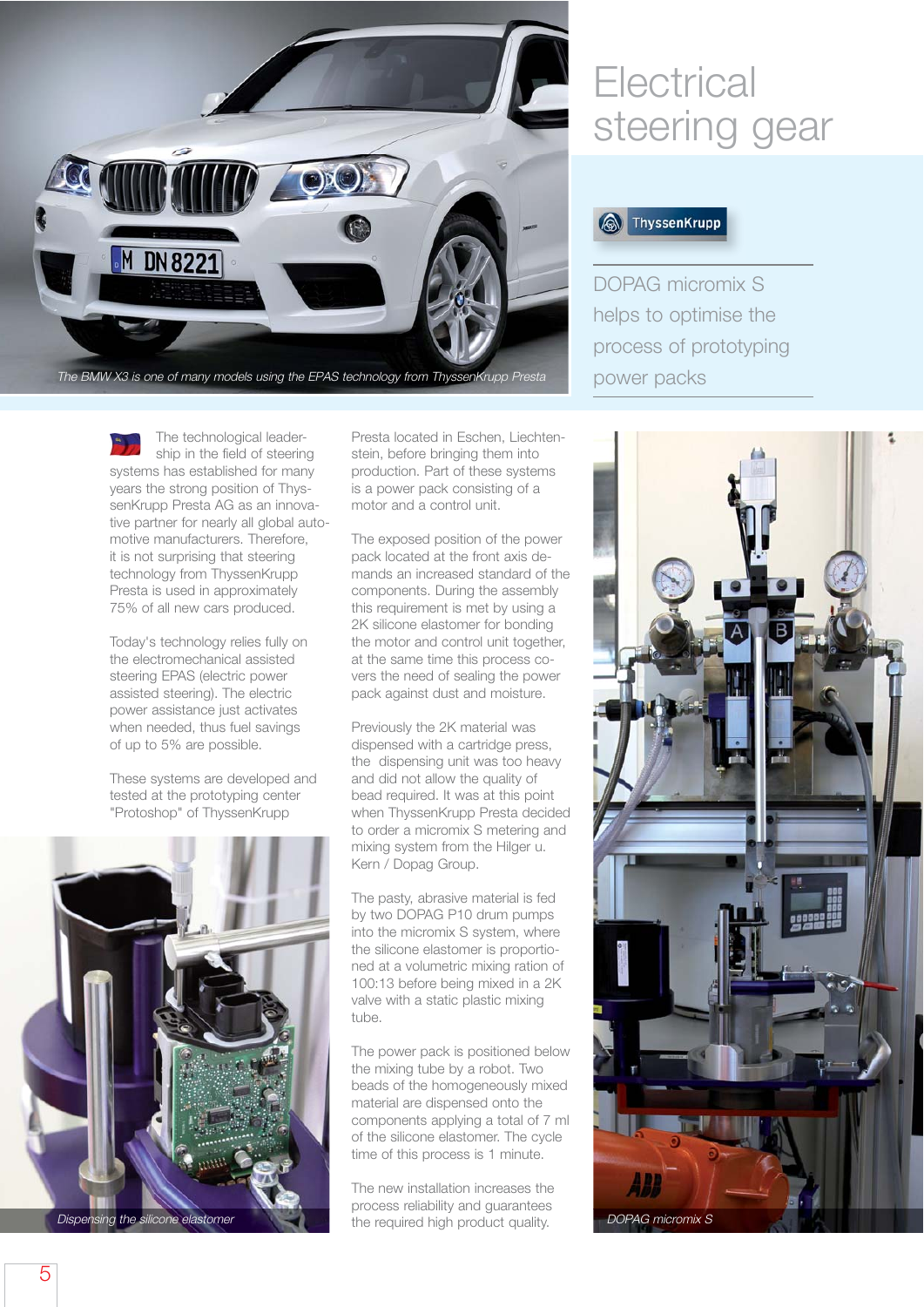# Electrical steering gear

ThyssenKrupp

## DOPAG micromix S helps to optimise the process of prototyping power packs

*The BMW X3 is one of many models using the EPAS technology from ThyssenKrupp Presta*

The technological leadership in the field of steering systems has established for many years the strong position of ThyssenKrupp Presta AG as an innovative partner for nearly all global automotive manufacturers. Therefore, it is not surprising that steering technology from ThyssenKrupp Presta is used in approximately 75% of all new cars produced.

Today's technology relies fully on the electromechanical assisted steering EPAS (electric power assisted steering). The electric power assistance just activates when needed, thus fuel savings of up to 5% are possible.

These systems are developed and tested at the prototyping center "Protoshop" of ThyssenKrupp Presta located in Eschen, Liechtenstein, before bringing them into production. Part of these systems is a power pack consisting of a motor and a control unit.

The exposed position of the power pack located at the front axis demands an increased standard of the components. During the assembly this requirement is met by using a 2K silicone elastomer for bonding the motor and control unit together, at the same time this process covers the need of sealing the power pack against dust and moisture.

Previously the 2K material was dispensed with a cartridge press, the dispensing unit was too heavy and did not allow the quality of bead required. It was at this point when ThyssenKrupp Presta decided to order a micromix S metering and mixing system from the Hilger u. Kern / Dopag Group.

The pasty, abrasive material is fed by two DOPAG P10 drum pumps into the micromix S system, where the silicone elastomer is proportioned at a volumetric mixing ration of 100:13 before being mixed in a 2K valve with a static plastic mixing tube.

The power pack is positioned below the mixing tube by a robot. Two beads of the homogeneously mixed material are dispensed onto the components applying a total of 7 ml of the silicone elastomer. The cycle time of this process is 1 minute.

The new installation increases the process reliability and guarantees the required high product quality.

*Dispensing the silicone elastomer*

*DOPAG micromix S*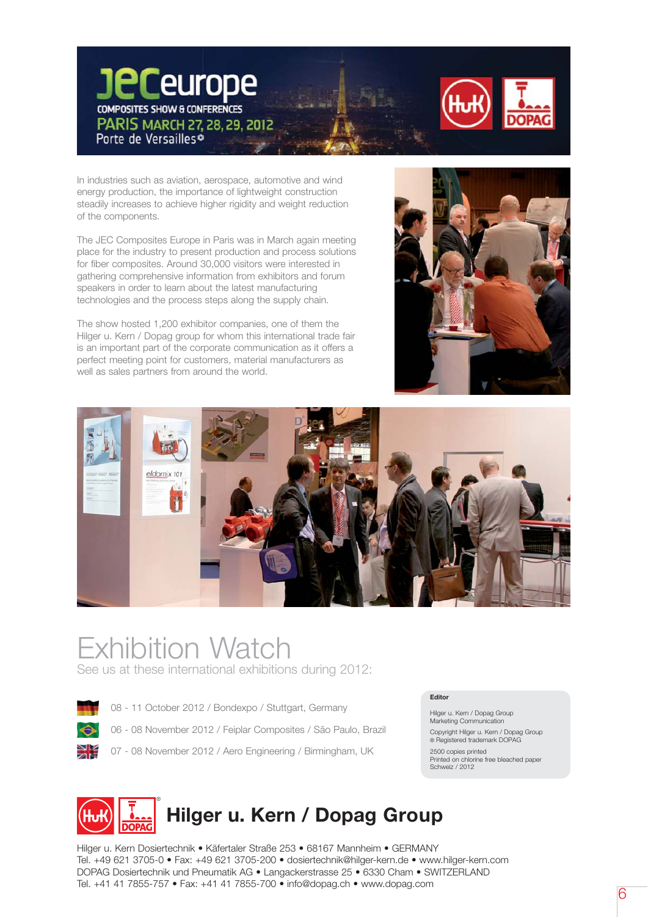JEC europe
COMPOSITES SHOW & CONFERENCES
PARIS MARCH 27, 28, 29, 2012
Porte de Versailles

In industries such as aviation, aerospace, automotive and wind energy production, the importance of lightweight construction steadily increases to achieve higher rigidity and weight reduction of the components.

The JEC Composites Europe in Paris was in March again meeting place for the industry to present production and process solutions for fiber composites. Around 30,000 visitors were interested in gathering comprehensive information from exhibitors and forum speakers in order to learn about the latest manufacturing technologies and the process steps along the supply chain.

The show hosted 1,200 exhibitor companies, one of them the Hilger u. Kern / Dopag group for whom this international trade fair is an important part of the corporate communication as it offers a perfect meeting point for customers, material manufacturers as well as sales partners from around the world.

# Exhibition Watch

See us at these international exhibitions during 2012:

- 08 - 11 October 2012 / Bondexpo / Stuttgart, Germany
- 06 - 08 November 2012 / Feiplar Composites / São Paulo, Brazil
- 07 - 08 November 2012 / Aero Engineering / Birmingham, UK

**Editor**

Hilger u. Kern / Dopag Group
Marketing Communication

Copyright Hilger u. Kern / Dopag Group
® Registered trademark DOPAG

2500 copies printed
Printed on chlorine free bleached paper
Schweiz / 2012

## Hilger u. Kern / Dopag Group

Hilger u. Kern Dosiertechnik • Käfertaler Straße 253 • 68167 Mannheim • GERMANY
Tel. +49 621 3705-0 • Fax: +49 621 3705-200 • dosiertechnik@hilger-kern.de • www.hilger-kern.com
DOPAG Dosiertechnik und Pneumatik AG • Langackerstrasse 25 • 6330 Cham • SWITZERLAND
Tel. +41 41 7855-757 • Fax: +41 41 7855-700 • info@dopag.ch • www.dopag.com